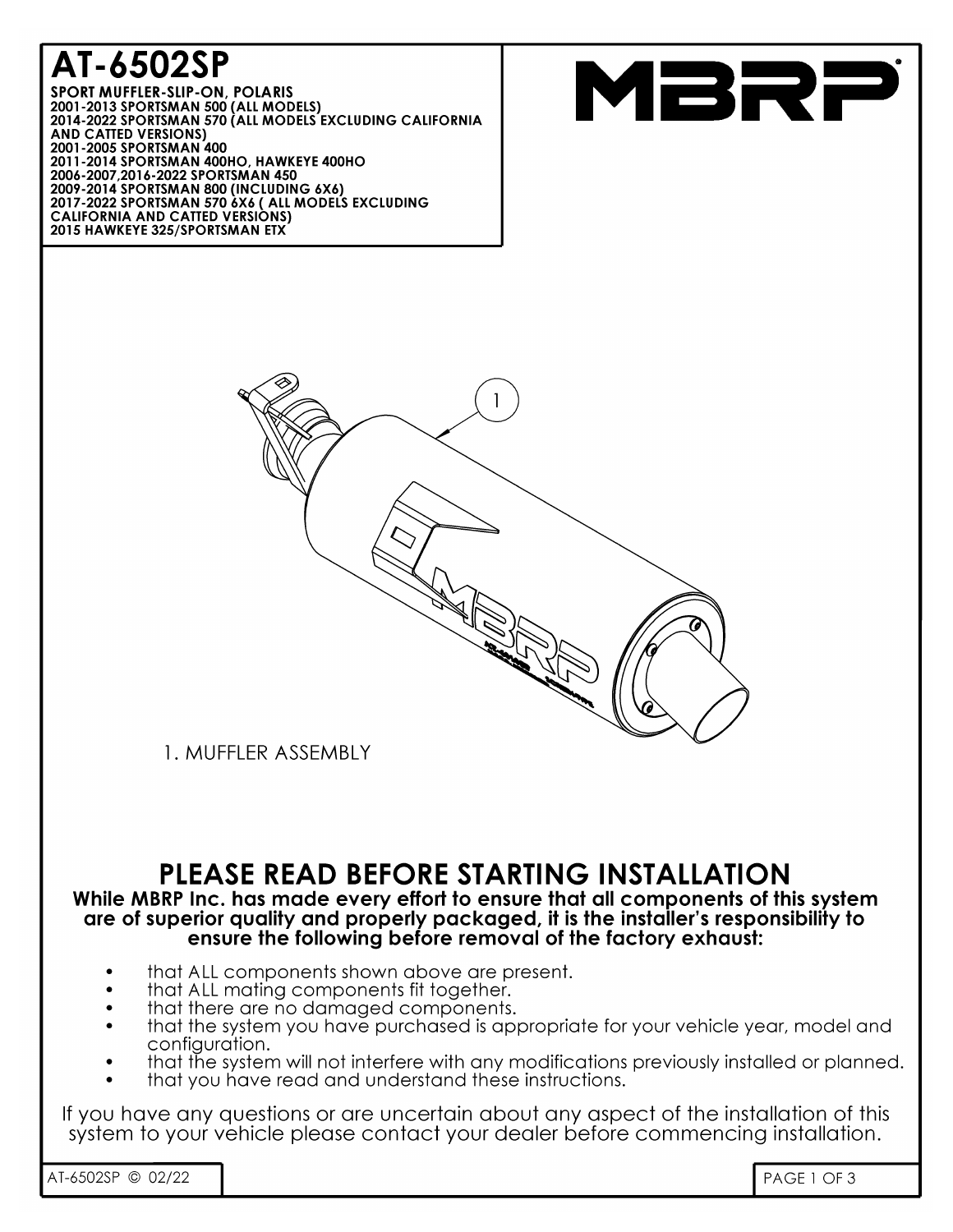# AT-6502SP

**SPORT MUFFLER-SLIP-ON, POLARIS**
**2001-2013 SPORTSMAN 500 (ALL MODELS)**
**2014-2022 SPORTSMAN 570 (ALL MODELS EXCLUDING CALIFORNIA AND CATTED VERSIONS)**
**2001-2005 SPORTSMAN 400**
**2011-2014 SPORTSMAN 400HO, HAWKEYE 400HO**
**2006-2007,2016-2022 SPORTSMAN 450**
**2009-2014 SPORTSMAN 800 (INCLUDING 6X6)**
**2017-2022 SPORTSMAN 570 6X6 ( ALL MODELS EXCLUDING CALIFORNIA AND CATTED VERSIONS)**
**2015 HAWKEYE 325/SPORTSMAN ETX**

MBRP

1. MUFFLER ASSEMBLY

## PLEASE READ BEFORE STARTING INSTALLATION

**While MBRP Inc. has made every effort to ensure that all components of this system are of superior quality and properly packaged, it is the installer's responsibility to ensure the following before removal of the factory exhaust:**

- that ALL components shown above are present.
- that ALL mating components fit together.
- that there are no damaged components.
- that the system you have purchased is appropriate for your vehicle year, model and configuration.
- that the system will not interfere with any modifications previously installed or planned.
- that you have read and understand these instructions.

If you have any questions or are uncertain about any aspect of the installation of this system to your vehicle please contact your dealer before commencing installation.

AT-6502SP © 02/22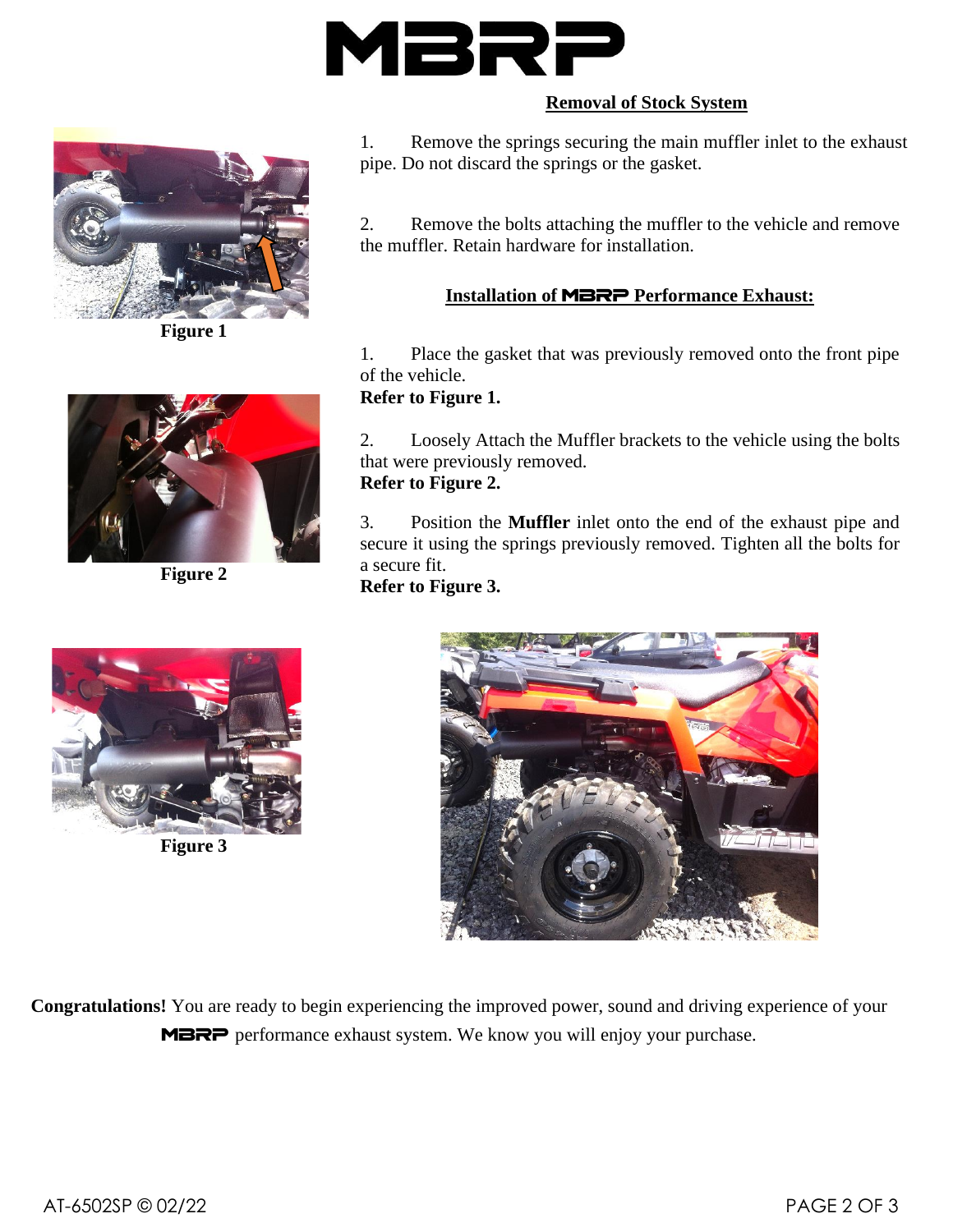# MBRP

## Removal of Stock System

1. Remove the springs securing the main muffler inlet to the exhaust pipe. Do not discard the springs or the gasket.

2. Remove the bolts attaching the muffler to the vehicle and remove the muffler. Retain hardware for installation.

## Installation of MBRP Performance Exhaust:

1. Place the gasket that was previously removed onto the front pipe of the vehicle.
**Refer to Figure 1.**

2. Loosely Attach the Muffler brackets to the vehicle using the bolts that were previously removed.
**Refer to Figure 2.**

3. Position the **Muffler** inlet onto the end of the exhaust pipe and secure it using the springs previously removed. Tighten all the bolts for a secure fit.
**Refer to Figure 3.**

**Figure 1**

**Figure 2**

**Figure 3**

**Congratulations!** You are ready to begin experiencing the improved power, sound and driving experience of your MBRP performance exhaust system. We know you will enjoy your purchase.

AT-6502SP © 02/22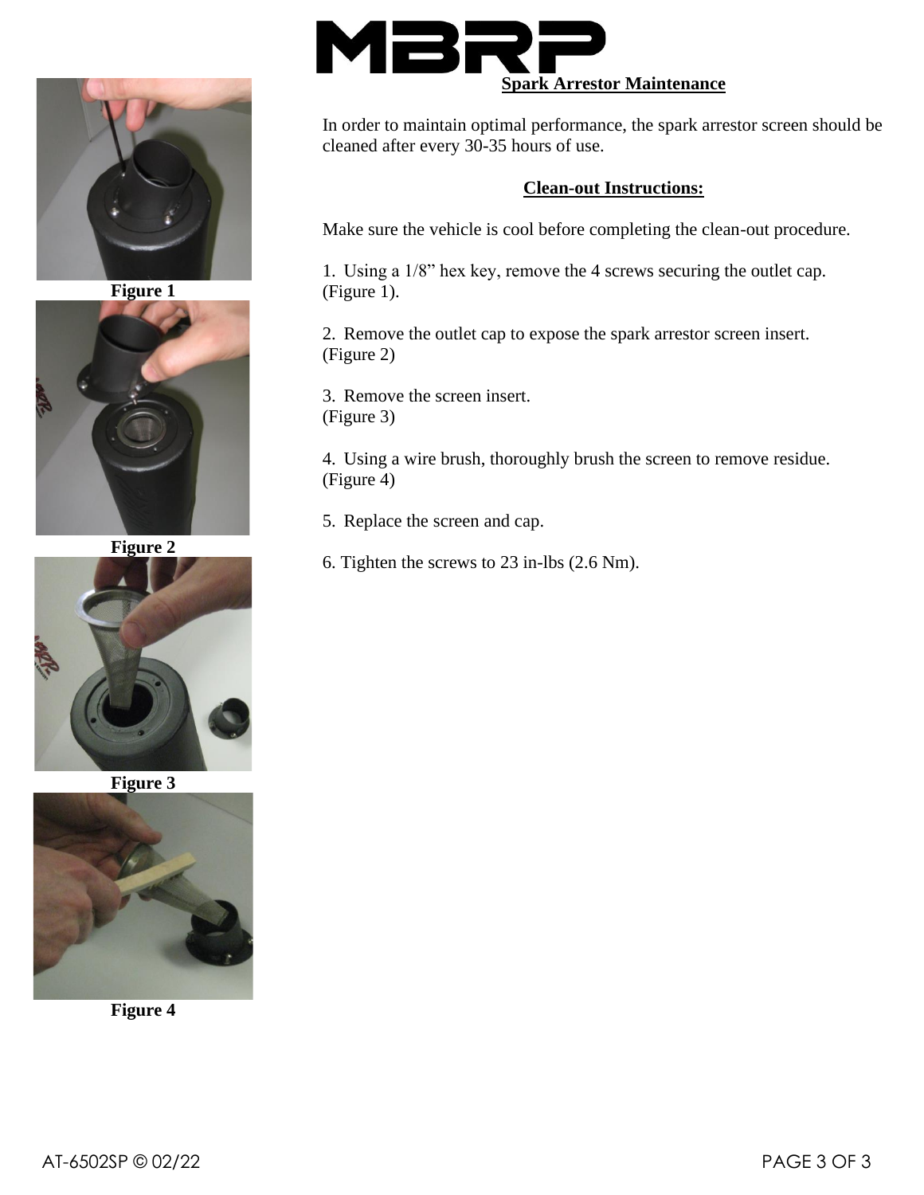Figure 1

Figure 2

Figure 3

Figure 4

## Spark Arrestor Maintenance

In order to maintain optimal performance, the spark arrestor screen should be cleaned after every 30-35 hours of use.

### Clean-out Instructions:

Make sure the vehicle is cool before completing the clean-out procedure.

1. Using a 1/8” hex key, remove the 4 screws securing the outlet cap. (Figure 1).

2. Remove the outlet cap to expose the spark arrestor screen insert. (Figure 2)

3. Remove the screen insert. (Figure 3)

4. Using a wire brush, thoroughly brush the screen to remove residue. (Figure 4)

5. Replace the screen and cap.

6. Tighten the screws to 23 in-lbs (2.6 Nm).